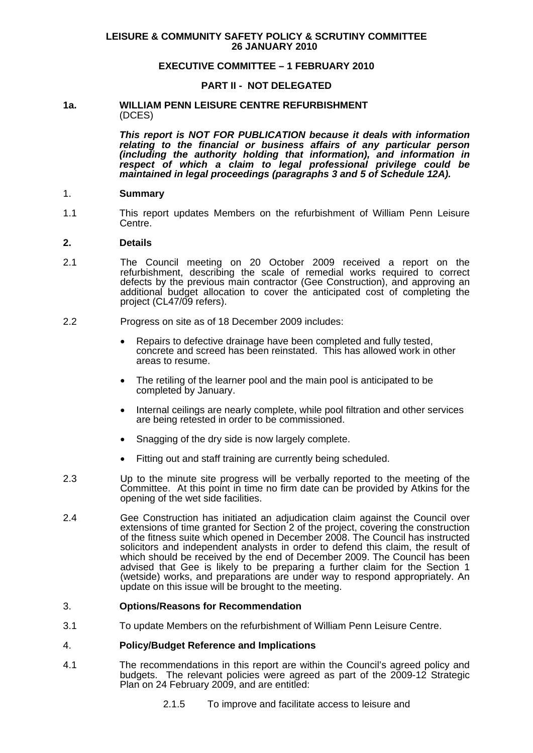**LEISURE & COMMUNITY SAFETY POLICY & SCRUTINY COMMITTEE**
**26 JANUARY 2010**

**EXECUTIVE COMMITTEE – 1 FEBRUARY 2010**

**PART II - NOT DELEGATED**

## 1a. WILLIAM PENN LEISURE CENTRE REFURBISHMENT

(DCES)

***This report is NOT FOR PUBLICATION because it deals with information relating to the financial or business affairs of any particular person (including the authority holding that information), and information in respect of which a claim to legal professional privilege could be maintained in legal proceedings (paragraphs 3 and 5 of Schedule 12A).***

### 1. Summary

1.1 This report updates Members on the refurbishment of William Penn Leisure Centre.

### 2. Details

2.1 The Council meeting on 20 October 2009 received a report on the refurbishment, describing the scale of remedial works required to correct defects by the previous main contractor (Gee Construction), and approving an additional budget allocation to cover the anticipated cost of completing the project (CL47/09 refers).

2.2 Progress on site as of 18 December 2009 includes:

- Repairs to defective drainage have been completed and fully tested, concrete and screed has been reinstated. This has allowed work in other areas to resume.
- The retiling of the learner pool and the main pool is anticipated to be completed by January.
- Internal ceilings are nearly complete, while pool filtration and other services are being retested in order to be commissioned.
- Snagging of the dry side is now largely complete.
- Fitting out and staff training are currently being scheduled.

2.3 Up to the minute site progress will be verbally reported to the meeting of the Committee. At this point in time no firm date can be provided by Atkins for the opening of the wet side facilities.

2.4 Gee Construction has initiated an adjudication claim against the Council over extensions of time granted for Section 2 of the project, covering the construction of the fitness suite which opened in December 2008. The Council has instructed solicitors and independent analysts in order to defend this claim, the result of which should be received by the end of December 2009. The Council has been advised that Gee is likely to be preparing a further claim for the Section 1 (wetside) works, and preparations are under way to respond appropriately. An update on this issue will be brought to the meeting.

### 3. Options/Reasons for Recommendation

3.1 To update Members on the refurbishment of William Penn Leisure Centre.

### 4. Policy/Budget Reference and Implications

4.1 The recommendations in this report are within the Council's agreed policy and budgets. The relevant policies were agreed as part of the 2009-12 Strategic Plan on 24 February 2009, and are entitled:

2.1.5 To improve and facilitate access to leisure and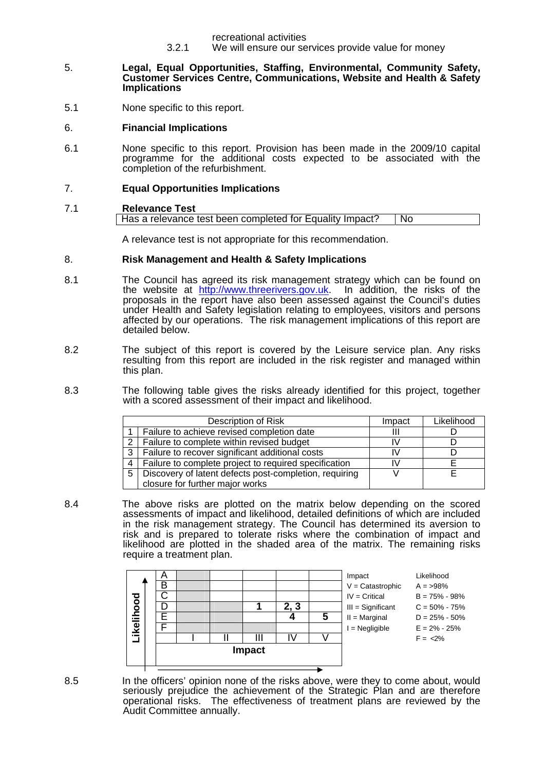recreational activities

3.2.1 We will ensure our services provide value for money

5. **Legal, Equal Opportunities, Staffing, Environmental, Community Safety, Customer Services Centre, Communications, Website and Health & Safety Implications**

5.1 None specific to this report.

6. **Financial Implications**

6.1 None specific to this report. Provision has been made in the 2009/10 capital programme for the additional costs expected to be associated with the completion of the refurbishment.

7. **Equal Opportunities Implications**

7.1 **Relevance Test**

| Has a relevance test been completed for Equality Impact? | No |
|---|---|

A relevance test is not appropriate for this recommendation.

8. **Risk Management and Health & Safety Implications**

8.1 The Council has agreed its risk management strategy which can be found on the website at http://www.threerivers.gov.uk. In addition, the risks of the proposals in the report have also been assessed against the Council's duties under Health and Safety legislation relating to employees, visitors and persons affected by our operations. The risk management implications of this report are detailed below.

8.2 The subject of this report is covered by the Leisure service plan. Any risks resulting from this report are included in the risk register and managed within this plan.

8.3 The following table gives the risks already identified for this project, together with a scored assessment of their impact and likelihood.

| | Description of Risk | Impact | Likelihood |
|---|---|---|---|
| 1 | Failure to achieve revised completion date | III | D |
| 2 | Failure to complete within revised budget | IV | D |
| 3 | Failure to recover significant additional costs | IV | D |
| 4 | Failure to complete project to required specification | IV | E |
| 5 | Discovery of latent defects post-completion, requiring closure for further major works | V | E |

8.4 The above risks are plotted on the matrix below depending on the scored assessments of impact and likelihood, detailed definitions of which are included in the risk management strategy. The Council has determined its aversion to risk and is prepared to tolerate risks where the combination of impact and likelihood are plotted in the shaded area of the matrix. The remaining risks require a treatment plan.

| Likelihood | I | II | III | IV | V |
|---|---|---|---|---|---|
| A | | | | | |
| B | | | | | |
| C | | | | | |
| D | | | 1 | 2, 3 | |
| E | | | | 4 | 5 |
| F | | | | | |

Impact

| Impact | Likelihood |
|---|---|
| V = Catastrophic | A = >98% |
| IV = Critical | B = 75% - 98% |
| III = Significant | C = 50% - 75% |
| II = Marginal | D = 25% - 50% |
| I = Negligible | E = 2% - 25% |
| | F = <2% |

8.5 In the officers' opinion none of the risks above, were they to come about, would seriously prejudice the achievement of the Strategic Plan and are therefore operational risks. The effectiveness of treatment plans are reviewed by the Audit Committee annually.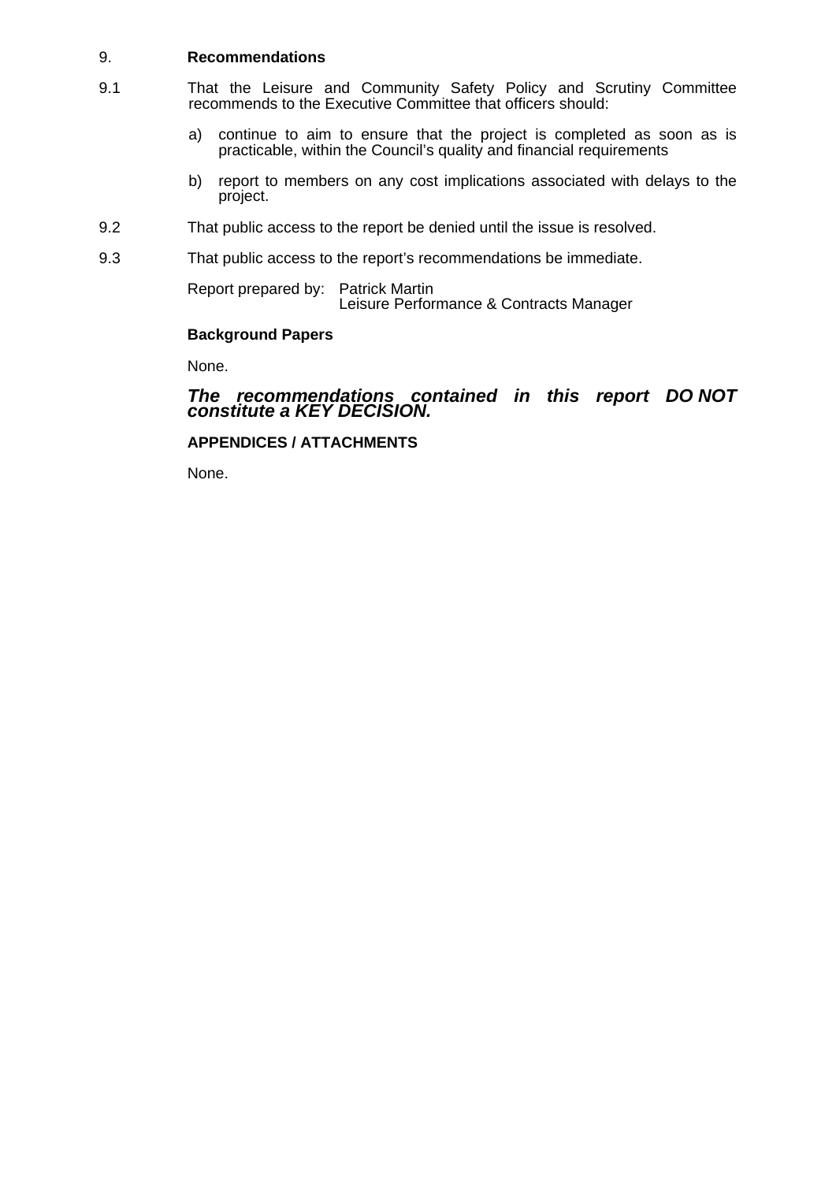## 9. Recommendations

9.1 That the Leisure and Community Safety Policy and Scrutiny Committee recommends to the Executive Committee that officers should:

a) continue to aim to ensure that the project is completed as soon as is practicable, within the Council's quality and financial requirements

b) report to members on any cost implications associated with delays to the project.

9.2 That public access to the report be denied until the issue is resolved.

9.3 That public access to the report's recommendations be immediate.

Report prepared by: Patrick Martin
Leisure Performance & Contracts Manager

**Background Papers**

None.

***The recommendations contained in this report DO NOT constitute a KEY DECISION.***

**APPENDICES / ATTACHMENTS**

None.